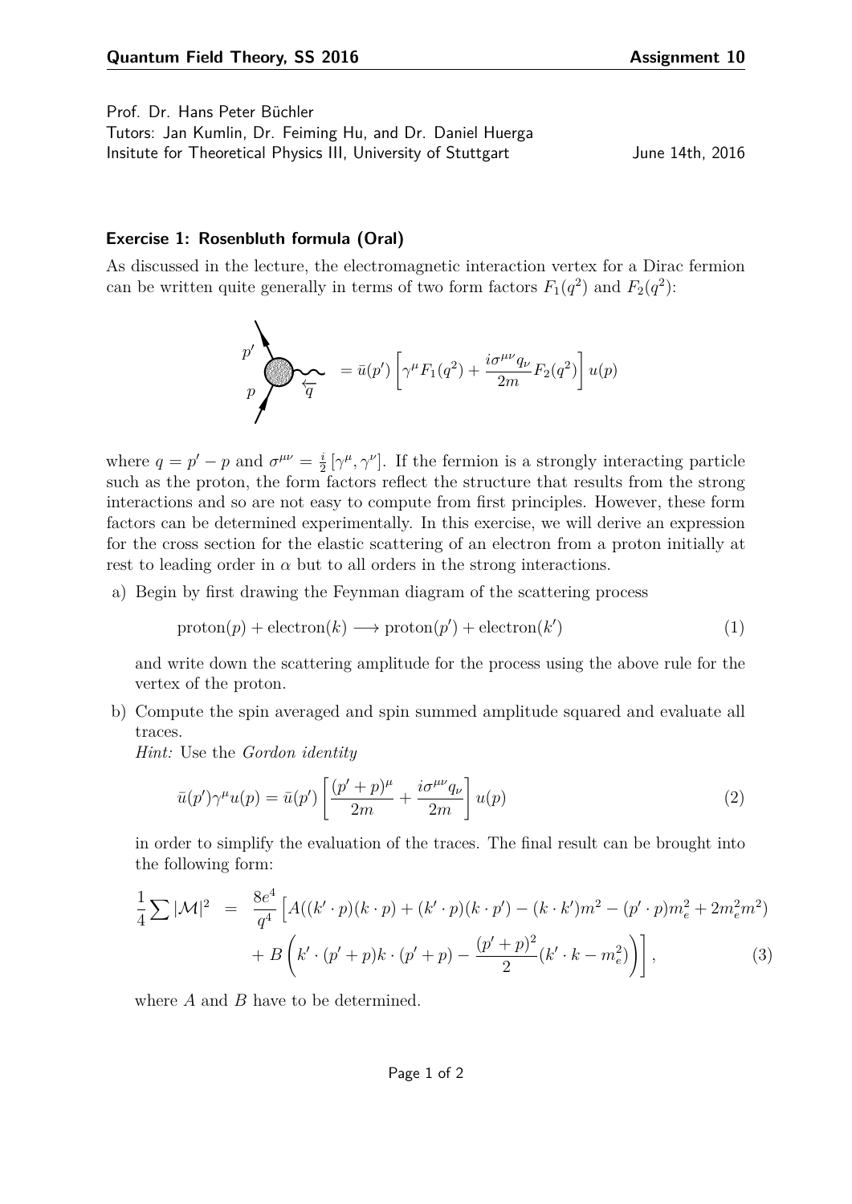Prof. Dr. Hans Peter Büchler
Tutors: Jan Kumlin, Dr. Feiming Hu, and Dr. Daniel Huerga
Insitute for Theoretical Physics III, University of Stuttgart June 14th, 2016

### Exercise 1: Rosenbluth formula (Oral)

As discussed in the lecture, the electromagnetic interaction vertex for a Dirac fermion can be written quite generally in terms of two form factors $F_1(q^2)$ and $F_2(q^2)$:

$$= \bar{u}(p')\left[\gamma^\mu F_1(q^2) + \frac{i\sigma^{\mu\nu}q_\nu}{2m}F_2(q^2)\right]u(p)$$

where $q = p' - p$ and $\sigma^{\mu\nu} = \frac{i}{2}[\gamma^\mu, \gamma^\nu]$. If the fermion is a strongly interacting particle such as the proton, the form factors reflect the structure that results from the strong interactions and so are not easy to compute from first principles. However, these form factors can be determined experimentally. In this exercise, we will derive an expression for the cross section for the elastic scattering of an electron from a proton initially at rest to leading order in $\alpha$ but to all orders in the strong interactions.

a) Begin by first drawing the Feynman diagram of the scattering process

$$\text{proton}(p) + \text{electron}(k) \longrightarrow \text{proton}(p') + \text{electron}(k') \tag{1}$$

and write down the scattering amplitude for the process using the above rule for the vertex of the proton.

b) Compute the spin averaged and spin summed amplitude squared and evaluate all traces.
*Hint:* Use the *Gordon identity*

$$\bar{u}(p')\gamma^\mu u(p) = \bar{u}(p')\left[\frac{(p'+p)^\mu}{2m} + \frac{i\sigma^{\mu\nu}q_\nu}{2m}\right]u(p) \tag{2}$$

in order to simplify the evaluation of the traces. The final result can be brought into the following form:

$$\begin{aligned}
\frac{1}{4}\sum|\mathcal{M}|^2 &= \frac{8e^4}{q^4}\Big[A((k'\cdot p)(k\cdot p) + (k'\cdot p)(k\cdot p') - (k\cdot k')m^2 - (p'\cdot p)m_e^2 + 2m_e^2m^2) \\
&\quad + B\left(k'\cdot(p'+p)k\cdot(p'+p) - \frac{(p'+p)^2}{2}(k'\cdot k - m_e^2)\right)\Big],
\end{aligned} \tag{3}$$

where $A$ and $B$ have to be determined.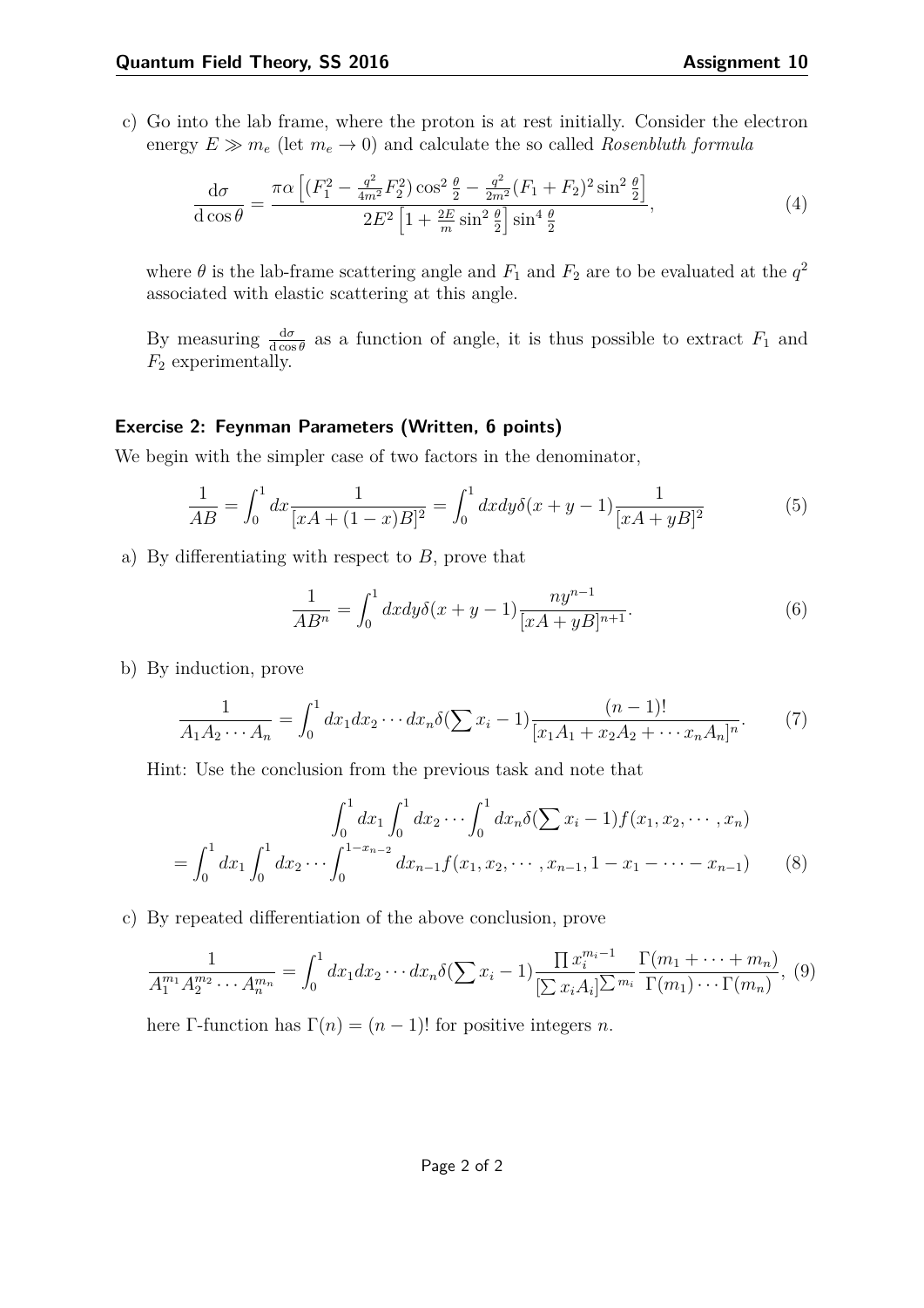c) Go into the lab frame, where the proton is at rest initially. Consider the electron energy $E \gg m_e$ (let $m_e \to 0$) and calculate the so called *Rosenbluth formula*

$$\frac{\mathrm{d}\sigma}{\mathrm{d}\cos\theta} = \frac{\pi\alpha\left[(F_1^2 - \frac{q^2}{4m^2}F_2^2)\cos^2\frac{\theta}{2} - \frac{q^2}{2m^2}(F_1+F_2)^2\sin^2\frac{\theta}{2}\right]}{2E^2\left[1+\frac{2E}{m}\sin^2\frac{\theta}{2}\right]\sin^4\frac{\theta}{2}}, \tag{4}$$

where $\theta$ is the lab-frame scattering angle and $F_1$ and $F_2$ are to be evaluated at the $q^2$ associated with elastic scattering at this angle.

By measuring $\frac{\mathrm{d}\sigma}{\mathrm{d}\cos\theta}$ as a function of angle, it is thus possible to extract $F_1$ and $F_2$ experimentally.

### Exercise 2: Feynman Parameters (Written, 6 points)

We begin with the simpler case of two factors in the denominator,

$$\frac{1}{AB} = \int_0^1 dx \frac{1}{[xA+(1-x)B]^2} = \int_0^1 dxdy\delta(x+y-1)\frac{1}{[xA+yB]^2} \tag{5}$$

a) By differentiating with respect to $B$, prove that

$$\frac{1}{AB^n} = \int_0^1 dxdy\delta(x+y-1)\frac{ny^{n-1}}{[xA+yB]^{n+1}}. \tag{6}$$

b) By induction, prove

$$\frac{1}{A_1A_2\cdots A_n} = \int_0^1 dx_1dx_2\cdots dx_n\delta(\sum x_i - 1)\frac{(n-1)!}{[x_1A_1+x_2A_2+\cdots x_nA_n]^n}. \tag{7}$$

Hint: Use the conclusion from the previous task and note that

$$\begin{aligned}
&\int_0^1 dx_1\int_0^1 dx_2\cdots\int_0^1 dx_n\delta(\sum x_i - 1)f(x_1,x_2,\cdots,x_n) \\
=&\int_0^1 dx_1\int_0^1 dx_2\cdots\int_0^{1-x_{n-2}} dx_{n-1}f(x_1,x_2,\cdots,x_{n-1},1-x_1-\cdots-x_{n-1})
\end{aligned} \tag{8}$$

c) By repeated differentiation of the above conclusion, prove

$$\frac{1}{A_1^{m_1}A_2^{m_2}\cdots A_n^{m_n}} = \int_0^1 dx_1dx_2\cdots dx_n\delta(\sum x_i - 1)\frac{\prod x_i^{m_i-1}}{[\sum x_iA_i]^{\sum m_i}}\frac{\Gamma(m_1+\cdots+m_n)}{\Gamma(m_1)\cdots\Gamma(m_n)}, \tag{9}$$

here $\Gamma$-function has $\Gamma(n) = (n-1)!$ for positive integers $n$.